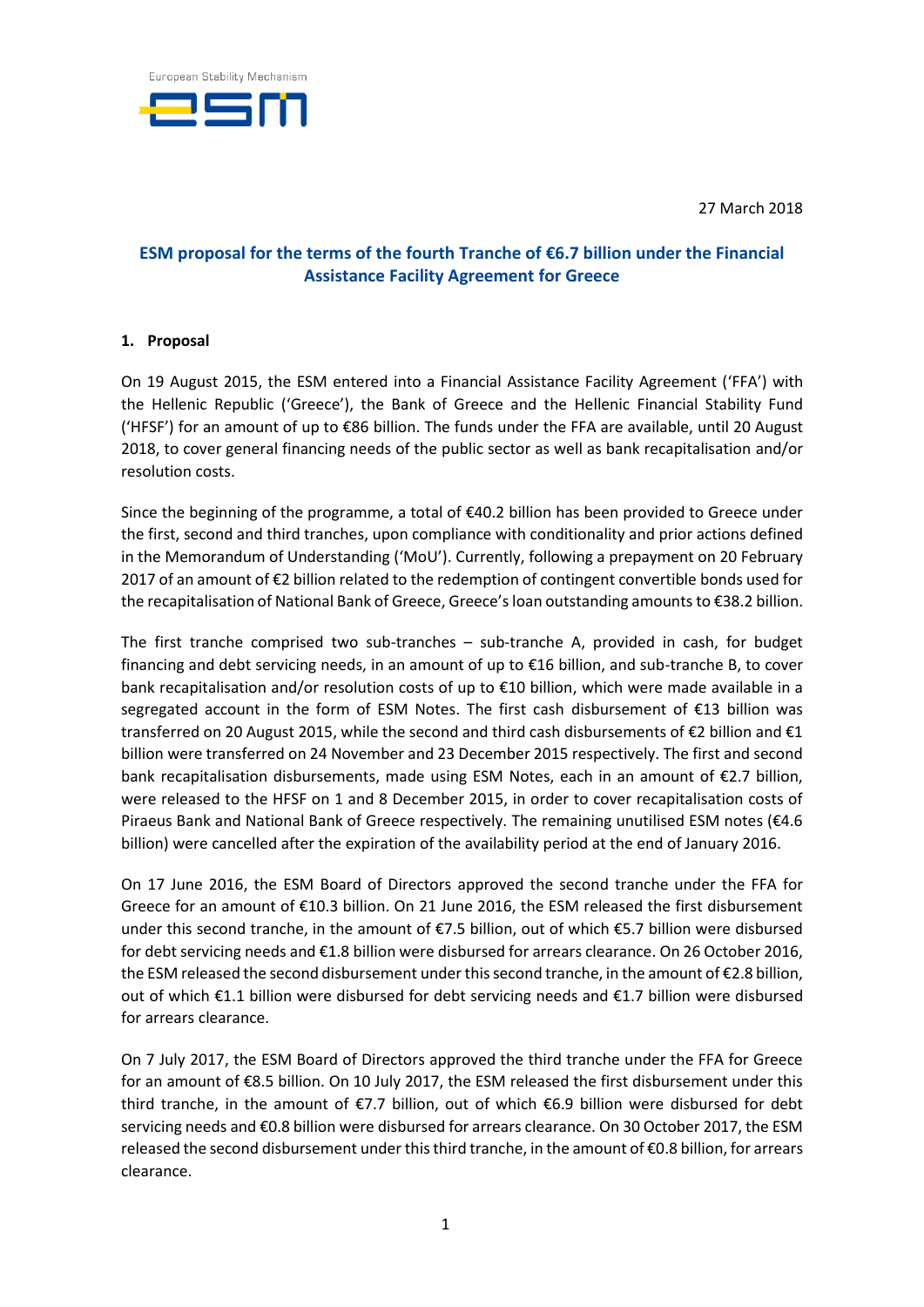European Stability Mechanism

27 March 2018

# ESM proposal for the terms of the fourth Tranche of €6.7 billion under the Financial Assistance Facility Agreement for Greece

## 1. Proposal

On 19 August 2015, the ESM entered into a Financial Assistance Facility Agreement ('FFA') with the Hellenic Republic ('Greece'), the Bank of Greece and the Hellenic Financial Stability Fund ('HFSF') for an amount of up to €86 billion. The funds under the FFA are available, until 20 August 2018, to cover general financing needs of the public sector as well as bank recapitalisation and/or resolution costs.

Since the beginning of the programme, a total of €40.2 billion has been provided to Greece under the first, second and third tranches, upon compliance with conditionality and prior actions defined in the Memorandum of Understanding ('MoU'). Currently, following a prepayment on 20 February 2017 of an amount of €2 billion related to the redemption of contingent convertible bonds used for the recapitalisation of National Bank of Greece, Greece's loan outstanding amounts to €38.2 billion.

The first tranche comprised two sub-tranches – sub-tranche A, provided in cash, for budget financing and debt servicing needs, in an amount of up to €16 billion, and sub-tranche B, to cover bank recapitalisation and/or resolution costs of up to €10 billion, which were made available in a segregated account in the form of ESM Notes. The first cash disbursement of €13 billion was transferred on 20 August 2015, while the second and third cash disbursements of €2 billion and €1 billion were transferred on 24 November and 23 December 2015 respectively. The first and second bank recapitalisation disbursements, made using ESM Notes, each in an amount of €2.7 billion, were released to the HFSF on 1 and 8 December 2015, in order to cover recapitalisation costs of Piraeus Bank and National Bank of Greece respectively. The remaining unutilised ESM notes (€4.6 billion) were cancelled after the expiration of the availability period at the end of January 2016.

On 17 June 2016, the ESM Board of Directors approved the second tranche under the FFA for Greece for an amount of €10.3 billion. On 21 June 2016, the ESM released the first disbursement under this second tranche, in the amount of €7.5 billion, out of which €5.7 billion were disbursed for debt servicing needs and €1.8 billion were disbursed for arrears clearance. On 26 October 2016, the ESM released the second disbursement under this second tranche, in the amount of €2.8 billion, out of which €1.1 billion were disbursed for debt servicing needs and €1.7 billion were disbursed for arrears clearance.

On 7 July 2017, the ESM Board of Directors approved the third tranche under the FFA for Greece for an amount of €8.5 billion. On 10 July 2017, the ESM released the first disbursement under this third tranche, in the amount of €7.7 billion, out of which €6.9 billion were disbursed for debt servicing needs and €0.8 billion were disbursed for arrears clearance. On 30 October 2017, the ESM released the second disbursement under this third tranche, in the amount of €0.8 billion, for arrears clearance.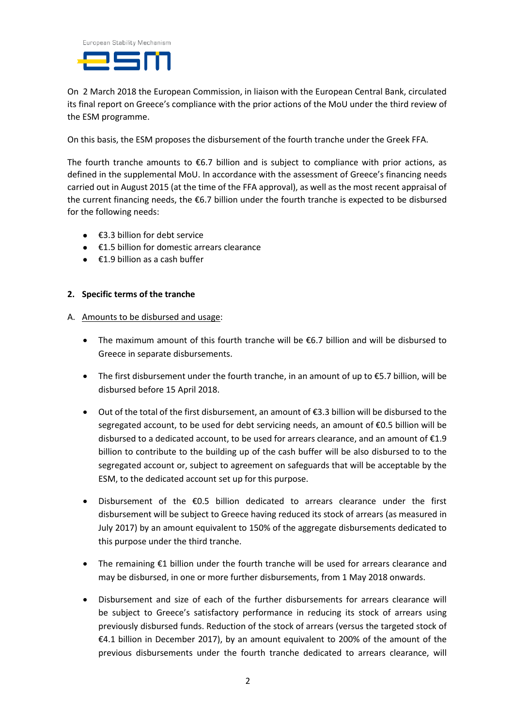On 2 March 2018 the European Commission, in liaison with the European Central Bank, circulated its final report on Greece's compliance with the prior actions of the MoU under the third review of the ESM programme.

On this basis, the ESM proposes the disbursement of the fourth tranche under the Greek FFA.

The fourth tranche amounts to €6.7 billion and is subject to compliance with prior actions, as defined in the supplemental MoU. In accordance with the assessment of Greece's financing needs carried out in August 2015 (at the time of the FFA approval), as well as the most recent appraisal of the current financing needs, the €6.7 billion under the fourth tranche is expected to be disbursed for the following needs:

- €3.3 billion for debt service
- €1.5 billion for domestic arrears clearance
- €1.9 billion as a cash buffer

**2. Specific terms of the tranche**

A. Amounts to be disbursed and usage:

- The maximum amount of this fourth tranche will be €6.7 billion and will be disbursed to Greece in separate disbursements.
- The first disbursement under the fourth tranche, in an amount of up to €5.7 billion, will be disbursed before 15 April 2018.
- Out of the total of the first disbursement, an amount of €3.3 billion will be disbursed to the segregated account, to be used for debt servicing needs, an amount of €0.5 billion will be disbursed to a dedicated account, to be used for arrears clearance, and an amount of €1.9 billion to contribute to the building up of the cash buffer will be also disbursed to to the segregated account or, subject to agreement on safeguards that will be acceptable by the ESM, to the dedicated account set up for this purpose.
- Disbursement of the €0.5 billion dedicated to arrears clearance under the first disbursement will be subject to Greece having reduced its stock of arrears (as measured in July 2017) by an amount equivalent to 150% of the aggregate disbursements dedicated to this purpose under the third tranche.
- The remaining €1 billion under the fourth tranche will be used for arrears clearance and may be disbursed, in one or more further disbursements, from 1 May 2018 onwards.
- Disbursement and size of each of the further disbursements for arrears clearance will be subject to Greece's satisfactory performance in reducing its stock of arrears using previously disbursed funds. Reduction of the stock of arrears (versus the targeted stock of €4.1 billion in December 2017), by an amount equivalent to 200% of the amount of the previous disbursements under the fourth tranche dedicated to arrears clearance, will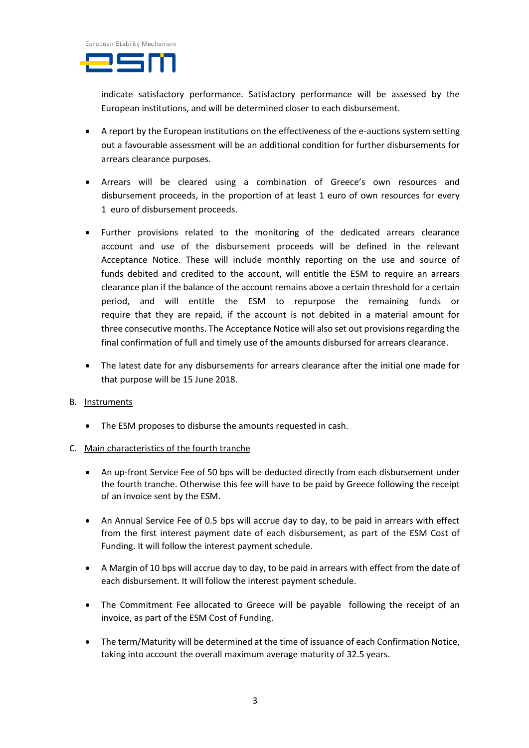indicate satisfactory performance. Satisfactory performance will be assessed by the European institutions, and will be determined closer to each disbursement.

- A report by the European institutions on the effectiveness of the e-auctions system setting out a favourable assessment will be an additional condition for further disbursements for arrears clearance purposes.

- Arrears will be cleared using a combination of Greece's own resources and disbursement proceeds, in the proportion of at least 1 euro of own resources for every 1 euro of disbursement proceeds.

- Further provisions related to the monitoring of the dedicated arrears clearance account and use of the disbursement proceeds will be defined in the relevant Acceptance Notice. These will include monthly reporting on the use and source of funds debited and credited to the account, will entitle the ESM to require an arrears clearance plan if the balance of the account remains above a certain threshold for a certain period, and will entitle the ESM to repurpose the remaining funds or require that they are repaid, if the account is not debited in a material amount for three consecutive months. The Acceptance Notice will also set out provisions regarding the final confirmation of full and timely use of the amounts disbursed for arrears clearance.

- The latest date for any disbursements for arrears clearance after the initial one made for that purpose will be 15 June 2018.

B. Instruments

- The ESM proposes to disburse the amounts requested in cash.

C. Main characteristics of the fourth tranche

- An up-front Service Fee of 50 bps will be deducted directly from each disbursement under the fourth tranche. Otherwise this fee will have to be paid by Greece following the receipt of an invoice sent by the ESM.

- An Annual Service Fee of 0.5 bps will accrue day to day, to be paid in arrears with effect from the first interest payment date of each disbursement, as part of the ESM Cost of Funding. It will follow the interest payment schedule.

- A Margin of 10 bps will accrue day to day, to be paid in arrears with effect from the date of each disbursement. It will follow the interest payment schedule.

- The Commitment Fee allocated to Greece will be payable following the receipt of an invoice, as part of the ESM Cost of Funding.

- The term/Maturity will be determined at the time of issuance of each Confirmation Notice, taking into account the overall maximum average maturity of 32.5 years.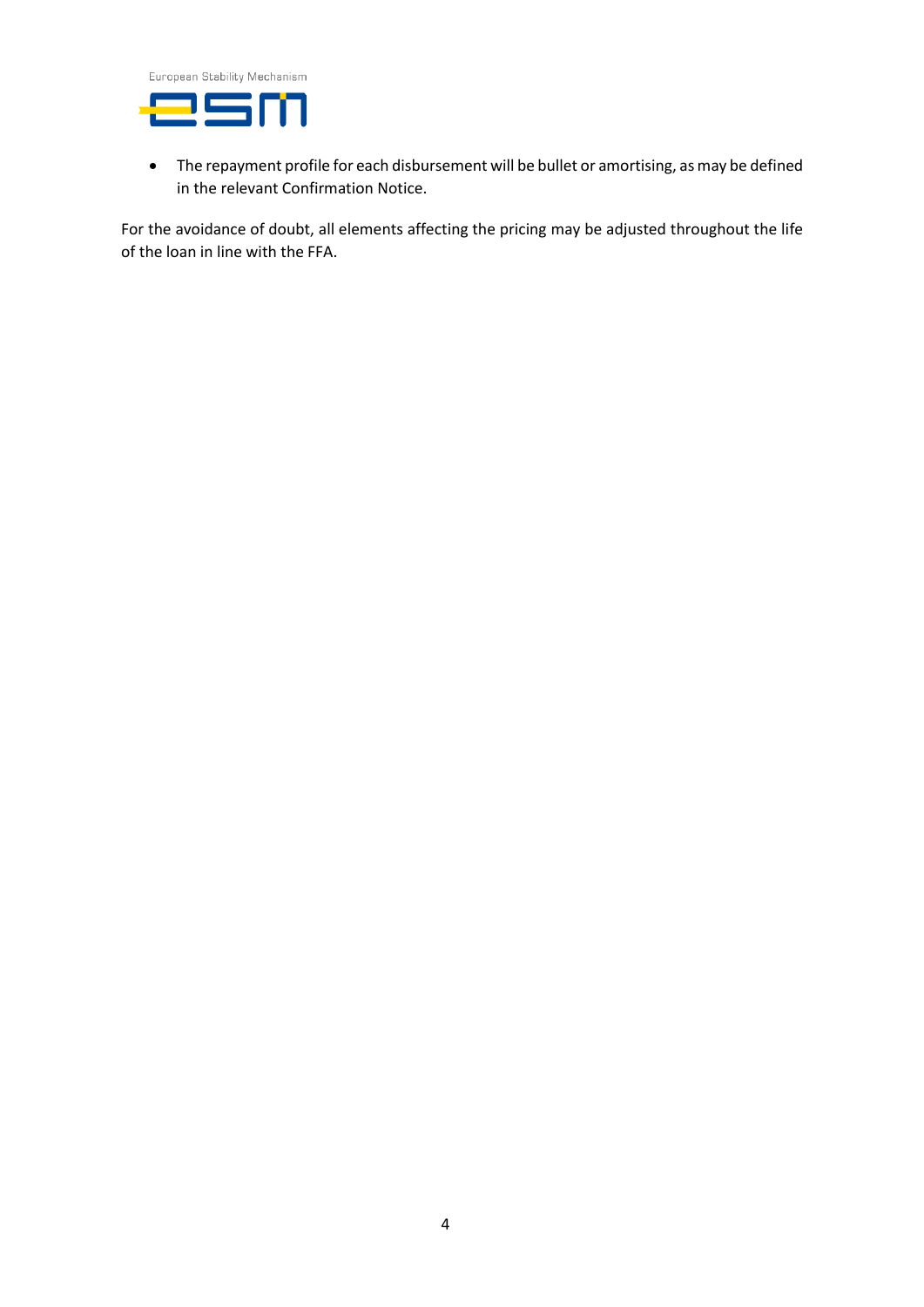- The repayment profile for each disbursement will be bullet or amortising, as may be defined in the relevant Confirmation Notice.

For the avoidance of doubt, all elements affecting the pricing may be adjusted throughout the life of the loan in line with the FFA.